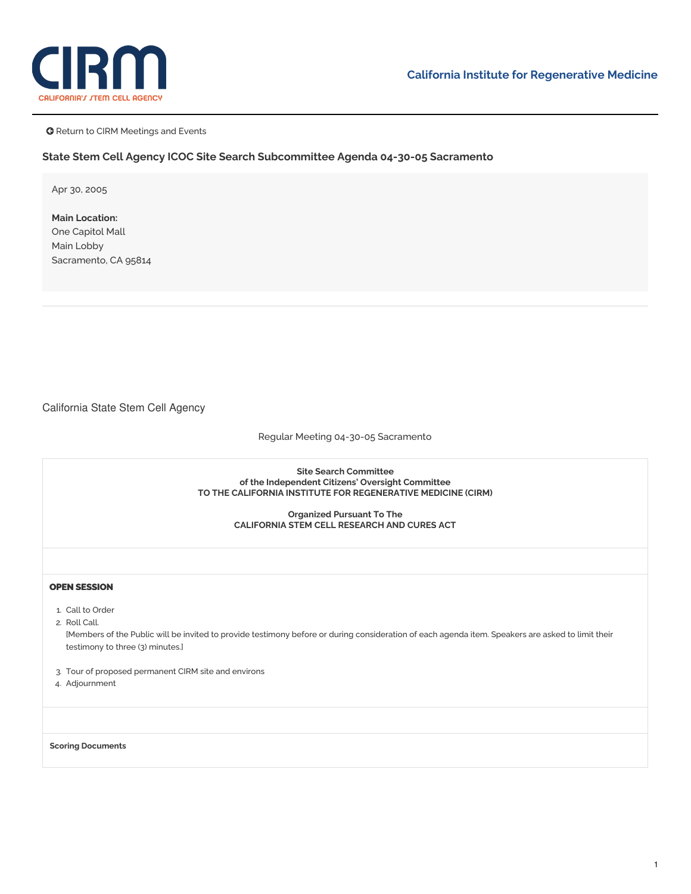CIRM

CALIFORNIA'S STEM CELL AGENCY

California Institute for Regenerative Medicine

Return to CIRM Meetings and Events

### State Stem Cell Agency ICOC Site Search Subcommittee Agenda 04-30-05 Sacramento

Apr 30, 2005

**Main Location:**
One Capitol Mall
Main Lobby
Sacramento, CA 95814

California State Stem Cell Agency

Regular Meeting 04-30-05 Sacramento

**Site Search Committee**
**of the Independent Citizens' Oversight Committee**
**TO THE CALIFORNIA INSTITUTE FOR REGENERATIVE MEDICINE (CIRM)**

**Organized Pursuant To The**
**CALIFORNIA STEM CELL RESEARCH AND CURES ACT**

**OPEN SESSION**

1. Call to Order
2. Roll Call.
   [Members of the Public will be invited to provide testimony before or during consideration of each agenda item. Speakers are asked to limit their testimony to three (3) minutes.]

3. Tour of proposed permanent CIRM site and environs
4. Adjournment

**Scoring Documents**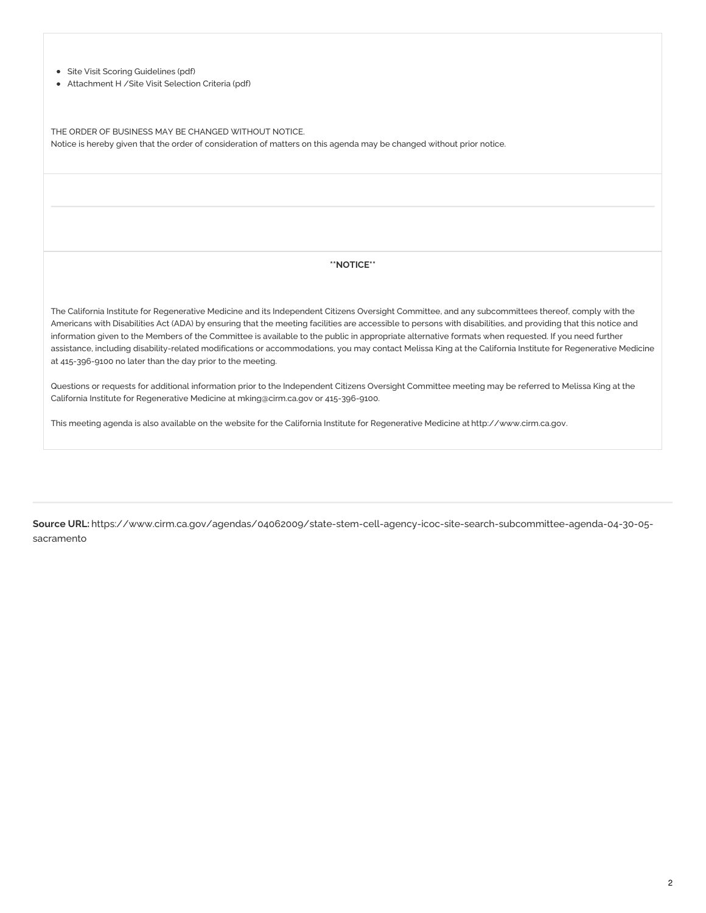- Site Visit Scoring Guidelines (pdf)
- Attachment H /Site Visit Selection Criteria (pdf)

THE ORDER OF BUSINESS MAY BE CHANGED WITHOUT NOTICE.
Notice is hereby given that the order of consideration of matters on this agenda may be changed without prior notice.

---

****NOTICE****

The California Institute for Regenerative Medicine and its Independent Citizens Oversight Committee, and any subcommittees thereof, comply with the Americans with Disabilities Act (ADA) by ensuring that the meeting facilities are accessible to persons with disabilities, and providing that this notice and information given to the Members of the Committee is available to the public in appropriate alternative formats when requested. If you need further assistance, including disability-related modifications or accommodations, you may contact Melissa King at the California Institute for Regenerative Medicine at 415-396-9100 no later than the day prior to the meeting.

Questions or requests for additional information prior to the Independent Citizens Oversight Committee meeting may be referred to Melissa King at the California Institute for Regenerative Medicine at mking@cirm.ca.gov or 415-396-9100.

This meeting agenda is also available on the website for the California Institute for Regenerative Medicine at http://www.cirm.ca.gov.

---

**Source URL:** https://www.cirm.ca.gov/agendas/04062009/state-stem-cell-agency-icoc-site-search-subcommittee-agenda-04-30-05-sacramento